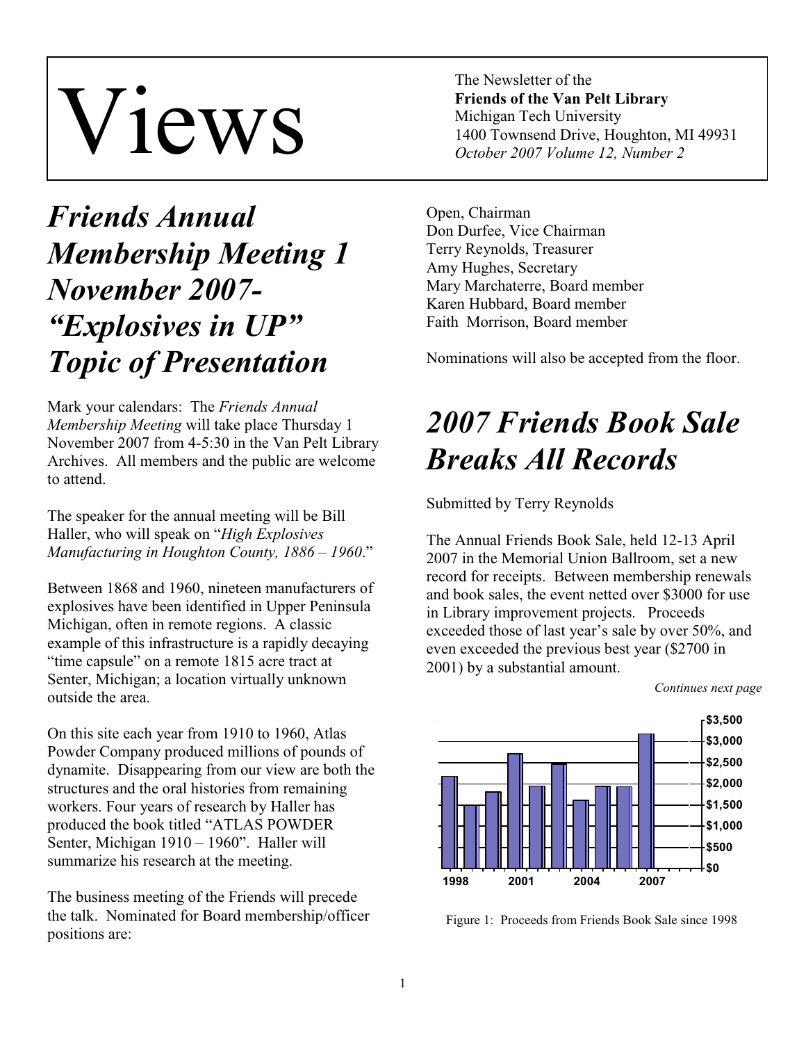# Views

The Newsletter of the
**Friends of the Van Pelt Library**
Michigan Tech University
1400 Townsend Drive, Houghton, MI 49931
*October 2007 Volume 12, Number 2*

## *Friends Annual Membership Meeting 1 November 2007- "Explosives in UP" Topic of Presentation*

Mark your calendars: The *Friends Annual Membership Meeting* will take place Thursday 1 November 2007 from 4-5:30 in the Van Pelt Library Archives. All members and the public are welcome to attend.

The speaker for the annual meeting will be Bill Haller, who will speak on "*High Explosives Manufacturing in Houghton County, 1886 – 1960*."

Between 1868 and 1960, nineteen manufacturers of explosives have been identified in Upper Peninsula Michigan, often in remote regions. A classic example of this infrastructure is a rapidly decaying "time capsule" on a remote 1815 acre tract at Senter, Michigan; a location virtually unknown outside the area.

On this site each year from 1910 to 1960, Atlas Powder Company produced millions of pounds of dynamite. Disappearing from our view are both the structures and the oral histories from remaining workers. Four years of research by Haller has produced the book titled "ATLAS POWDER Senter, Michigan 1910 – 1960". Haller will summarize his research at the meeting.

The business meeting of the Friends will precede the talk. Nominated for Board membership/officer positions are:

Open, Chairman
Don Durfee, Vice Chairman
Terry Reynolds, Treasurer
Amy Hughes, Secretary
Mary Marchaterre, Board member
Karen Hubbard, Board member
Faith Morrison, Board member

Nominations will also be accepted from the floor.

## *2007 Friends Book Sale Breaks All Records*

Submitted by Terry Reynolds

The Annual Friends Book Sale, held 12-13 April 2007 in the Memorial Union Ballroom, set a new record for receipts. Between membership renewals and book sales, the event netted over $3000 for use in Library improvement projects. Proceeds exceeded those of last year's sale by over 50%, and even exceeded the previous best year ($2700 in 2001) by a substantial amount.

*Continues next page*

Figure 1: Proceeds from Friends Book Sale since 1998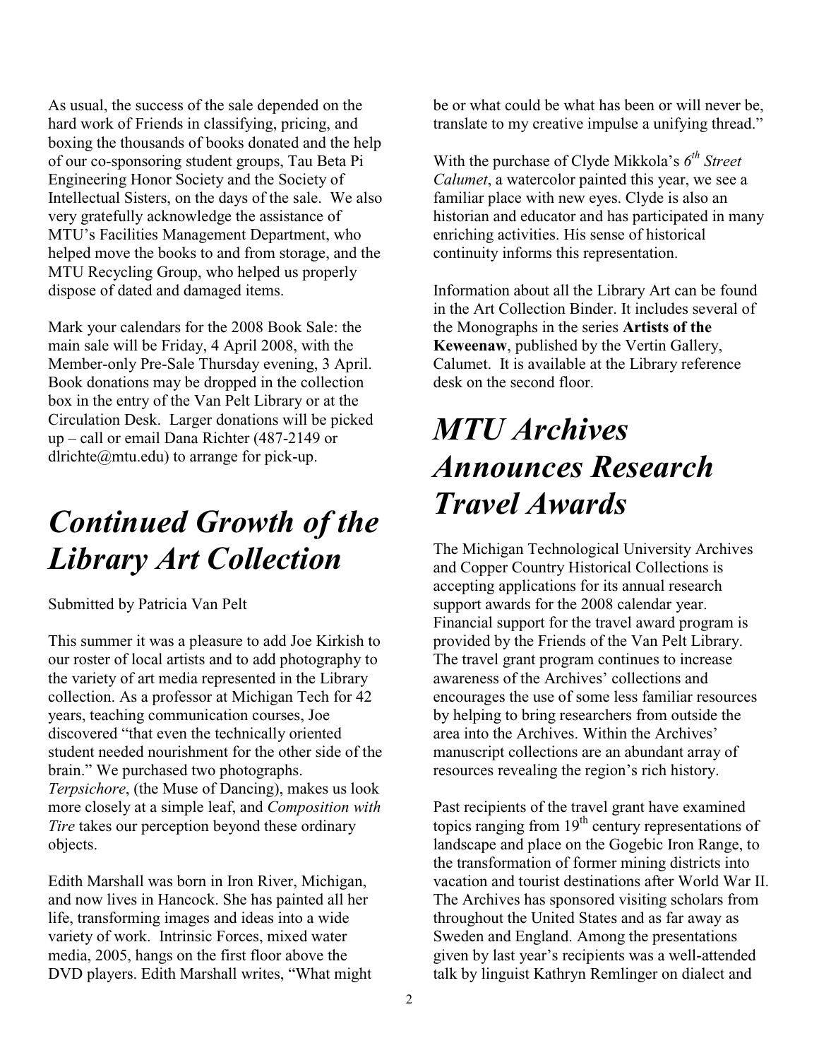As usual, the success of the sale depended on the hard work of Friends in classifying, pricing, and boxing the thousands of books donated and the help of our co-sponsoring student groups, Tau Beta Pi Engineering Honor Society and the Society of Intellectual Sisters, on the days of the sale. We also very gratefully acknowledge the assistance of MTU's Facilities Management Department, who helped move the books to and from storage, and the MTU Recycling Group, who helped us properly dispose of dated and damaged items.

Mark your calendars for the 2008 Book Sale: the main sale will be Friday, 4 April 2008, with the Member-only Pre-Sale Thursday evening, 3 April. Book donations may be dropped in the collection box in the entry of the Van Pelt Library or at the Circulation Desk. Larger donations will be picked up – call or email Dana Richter (487-2149 or dlrichte@mtu.edu) to arrange for pick-up.

# *Continued Growth of the Library Art Collection*

Submitted by Patricia Van Pelt

This summer it was a pleasure to add Joe Kirkish to our roster of local artists and to add photography to the variety of art media represented in the Library collection. As a professor at Michigan Tech for 42 years, teaching communication courses, Joe discovered "that even the technically oriented student needed nourishment for the other side of the brain." We purchased two photographs. *Terpsichore*, (the Muse of Dancing), makes us look more closely at a simple leaf, and *Composition with Tire* takes our perception beyond these ordinary objects.

Edith Marshall was born in Iron River, Michigan, and now lives in Hancock. She has painted all her life, transforming images and ideas into a wide variety of work. Intrinsic Forces, mixed water media, 2005, hangs on the first floor above the DVD players. Edith Marshall writes, "What might be or what could be what has been or will never be, translate to my creative impulse a unifying thread."

With the purchase of Clyde Mikkola's *6th Street Calumet*, a watercolor painted this year, we see a familiar place with new eyes. Clyde is also an historian and educator and has participated in many enriching activities. His sense of historical continuity informs this representation.

Information about all the Library Art can be found in the Art Collection Binder. It includes several of the Monographs in the series **Artists of the Keweenaw**, published by the Vertin Gallery, Calumet. It is available at the Library reference desk on the second floor.

# *MTU Archives Announces Research Travel Awards*

The Michigan Technological University Archives and Copper Country Historical Collections is accepting applications for its annual research support awards for the 2008 calendar year. Financial support for the travel award program is provided by the Friends of the Van Pelt Library. The travel grant program continues to increase awareness of the Archives' collections and encourages the use of some less familiar resources by helping to bring researchers from outside the area into the Archives. Within the Archives' manuscript collections are an abundant array of resources revealing the region's rich history.

Past recipients of the travel grant have examined topics ranging from 19th century representations of landscape and place on the Gogebic Iron Range, to the transformation of former mining districts into vacation and tourist destinations after World War II. The Archives has sponsored visiting scholars from throughout the United States and as far away as Sweden and England. Among the presentations given by last year's recipients was a well-attended talk by linguist Kathryn Remlinger on dialect and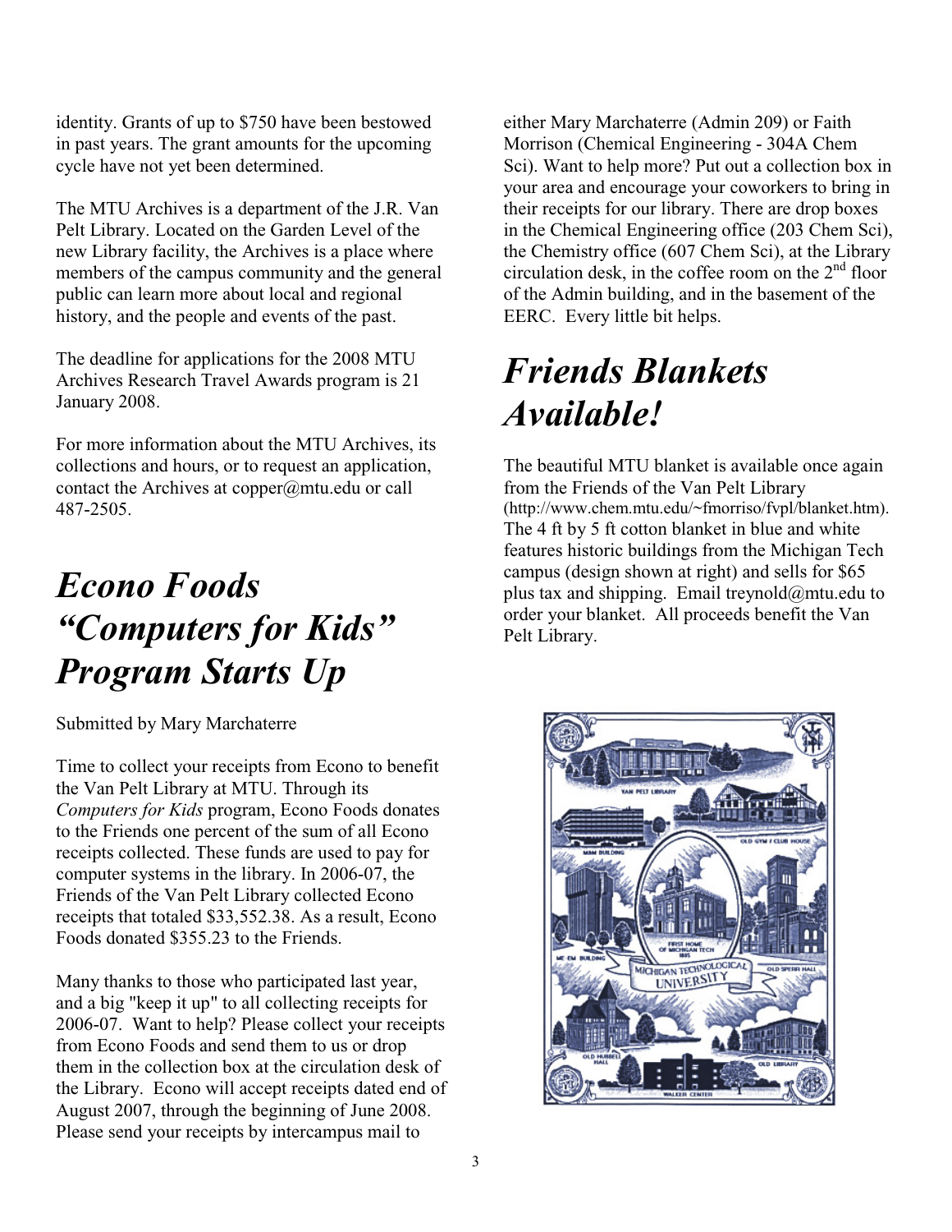identity. Grants of up to $750 have been bestowed in past years. The grant amounts for the upcoming cycle have not yet been determined.

The MTU Archives is a department of the J.R. Van Pelt Library. Located on the Garden Level of the new Library facility, the Archives is a place where members of the campus community and the general public can learn more about local and regional history, and the people and events of the past.

The deadline for applications for the 2008 MTU Archives Research Travel Awards program is 21 January 2008.

For more information about the MTU Archives, its collections and hours, or to request an application, contact the Archives at copper@mtu.edu or call 487-2505.

# *Econo Foods "Computers for Kids" Program Starts Up*

Submitted by Mary Marchaterre

Time to collect your receipts from Econo to benefit the Van Pelt Library at MTU. Through its *Computers for Kids* program, Econo Foods donates to the Friends one percent of the sum of all Econo receipts collected. These funds are used to pay for computer systems in the library. In 2006-07, the Friends of the Van Pelt Library collected Econo receipts that totaled $33,552.38. As a result, Econo Foods donated $355.23 to the Friends.

Many thanks to those who participated last year, and a big "keep it up" to all collecting receipts for 2006-07. Want to help? Please collect your receipts from Econo Foods and send them to us or drop them in the collection box at the circulation desk of the Library. Econo will accept receipts dated end of August 2007, through the beginning of June 2008. Please send your receipts by intercampus mail to either Mary Marchaterre (Admin 209) or Faith Morrison (Chemical Engineering - 304A Chem Sci). Want to help more? Put out a collection box in your area and encourage your coworkers to bring in their receipts for our library. There are drop boxes in the Chemical Engineering office (203 Chem Sci), the Chemistry office (607 Chem Sci), at the Library circulation desk, in the coffee room on the 2nd floor of the Admin building, and in the basement of the EERC. Every little bit helps.

# *Friends Blankets Available!*

The beautiful MTU blanket is available once again from the Friends of the Van Pelt Library (http://www.chem.mtu.edu/~fmorriso/fvpl/blanket.htm). The 4 ft by 5 ft cotton blanket in blue and white features historic buildings from the Michigan Tech campus (design shown at right) and sells for $65 plus tax and shipping. Email treynold@mtu.edu to order your blanket. All proceeds benefit the Van Pelt Library.